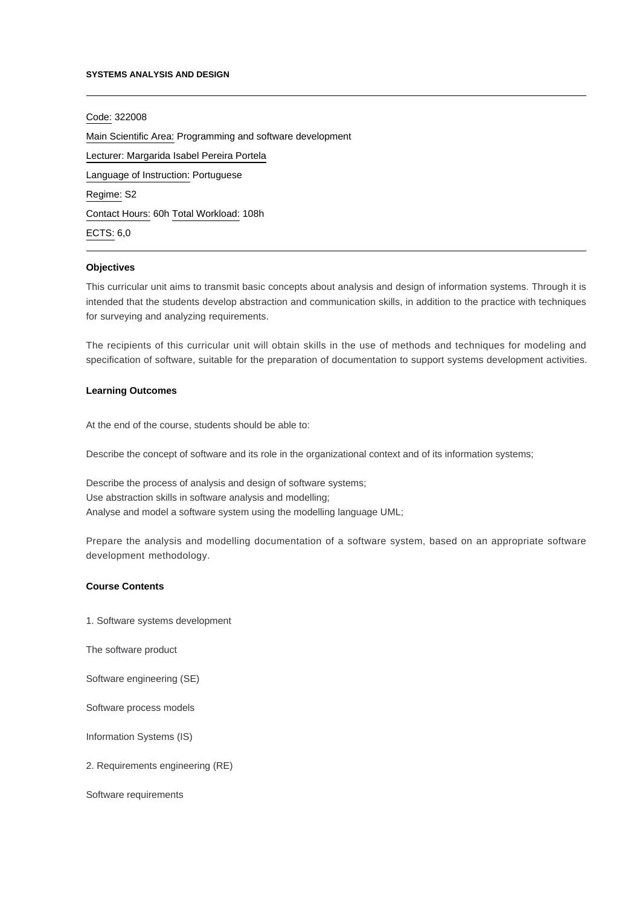**SYSTEMS ANALYSIS AND DESIGN**

---

Code: 322008

Main Scientific Area: Programming and software development

Lecturer: Margarida Isabel Pereira Portela

Language of Instruction: Portuguese

Regime: S2

Contact Hours: 60h Total Workload: 108h

ECTS: 6,0

---

**Objectives**

This curricular unit aims to transmit basic concepts about analysis and design of information systems. Through it is intended that the students develop abstraction and communication skills, in addition to the practice with techniques for surveying and analyzing requirements.

The recipients of this curricular unit will obtain skills in the use of methods and techniques for modeling and specification of software, suitable for the preparation of documentation to support systems development activities.

**Learning Outcomes**

At the end of the course, students should be able to:

Describe the concept of software and its role in the organizational context and of its information systems;

Describe the process of analysis and design of software systems;
Use abstraction skills in software analysis and modelling;
Analyse and model a software system using the modelling language UML;

Prepare the analysis and modelling documentation of a software system, based on an appropriate software development methodology.

**Course Contents**

1. Software systems development

The software product

Software engineering (SE)

Software process models

Information Systems (IS)

2. Requirements engineering (RE)

Software requirements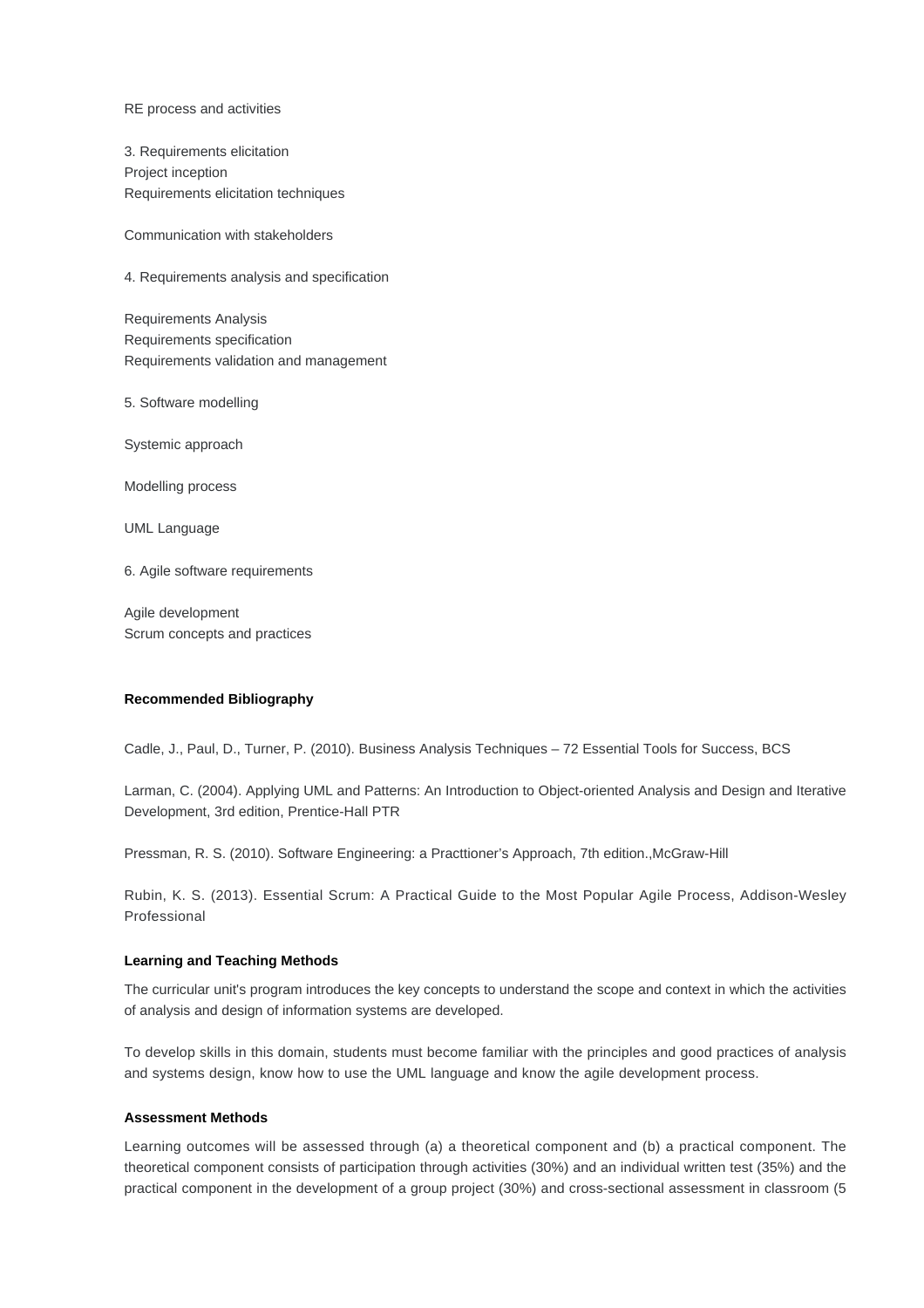RE process and activities

3. Requirements elicitation
Project inception
Requirements elicitation techniques

Communication with stakeholders

4. Requirements analysis and specification

Requirements Analysis
Requirements specification
Requirements validation and management

5. Software modelling

Systemic approach

Modelling process

UML Language

6. Agile software requirements

Agile development
Scrum concepts and practices

**Recommended Bibliography**

Cadle, J., Paul, D., Turner, P. (2010). Business Analysis Techniques – 72 Essential Tools for Success, BCS

Larman, C. (2004). Applying UML and Patterns: An Introduction to Object-oriented Analysis and Design and Iterative Development, 3rd edition, Prentice-Hall PTR

Pressman, R. S. (2010). Software Engineering: a Practtioner's Approach, 7th edition.,McGraw-Hill

Rubin, K. S. (2013). Essential Scrum: A Practical Guide to the Most Popular Agile Process, Addison-Wesley Professional

**Learning and Teaching Methods**

The curricular unit's program introduces the key concepts to understand the scope and context in which the activities of analysis and design of information systems are developed.

To develop skills in this domain, students must become familiar with the principles and good practices of analysis and systems design, know how to use the UML language and know the agile development process.

**Assessment Methods**

Learning outcomes will be assessed through (a) a theoretical component and (b) a practical component. The theoretical component consists of participation through activities (30%) and an individual written test (35%) and the practical component in the development of a group project (30%) and cross-sectional assessment in classroom (5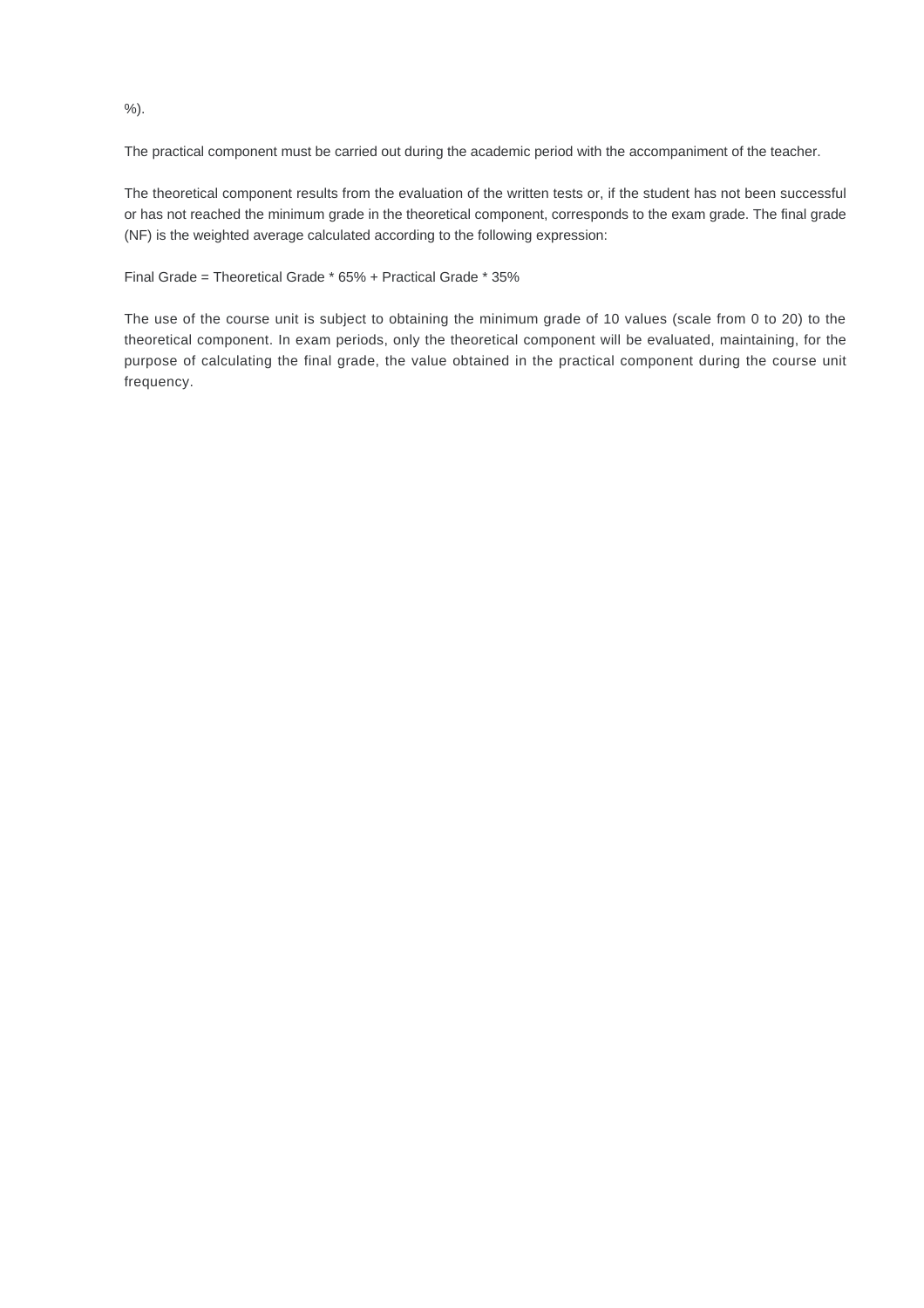%).

The practical component must be carried out during the academic period with the accompaniment of the teacher.

The theoretical component results from the evaluation of the written tests or, if the student has not been successful or has not reached the minimum grade in the theoretical component, corresponds to the exam grade. The final grade (NF) is the weighted average calculated according to the following expression:

Final Grade = Theoretical Grade * 65% + Practical Grade * 35%

The use of the course unit is subject to obtaining the minimum grade of 10 values (scale from 0 to 20) to the theoretical component. In exam periods, only the theoretical component will be evaluated, maintaining, for the purpose of calculating the final grade, the value obtained in the practical component during the course unit frequency.